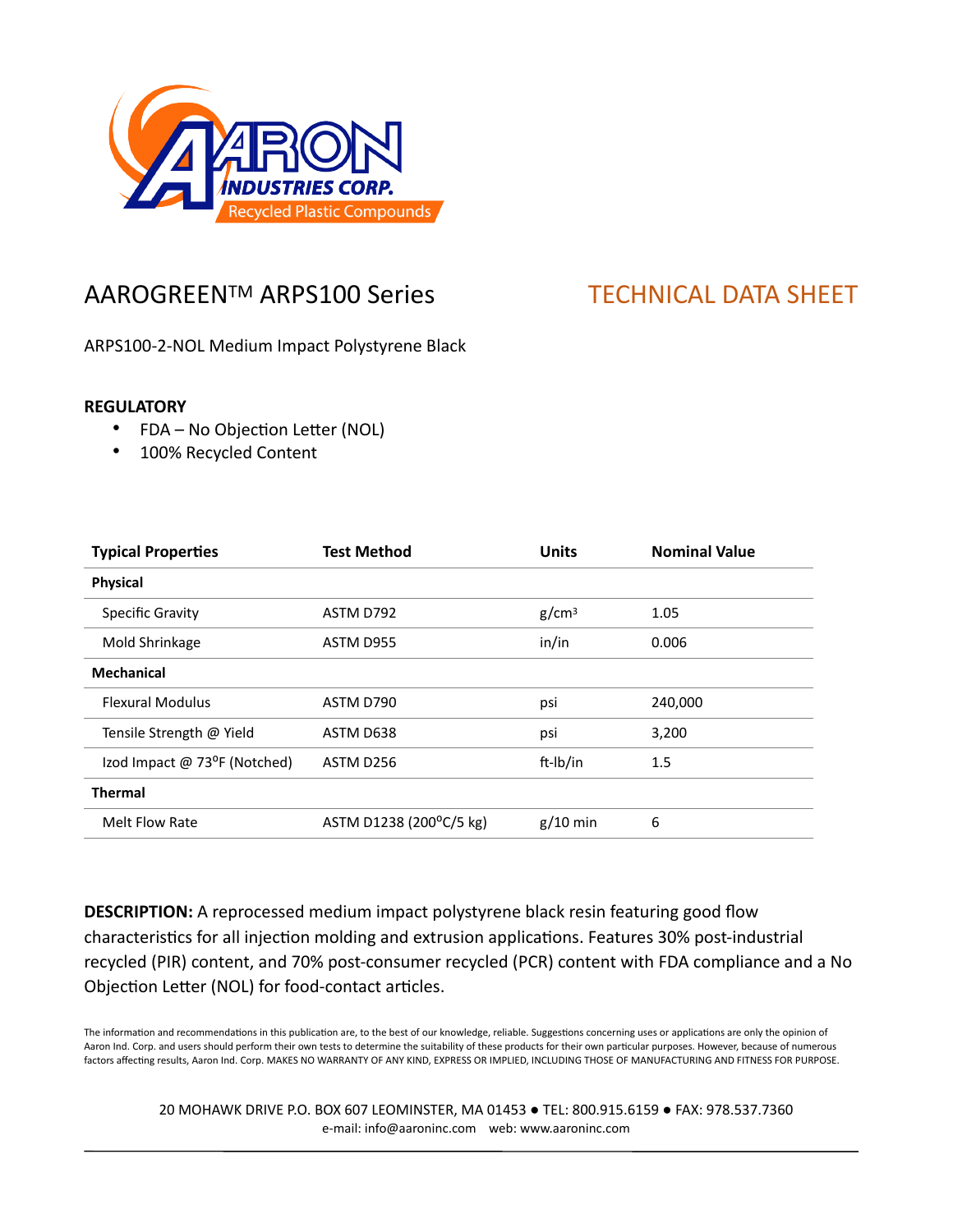AARON INDUSTRIES CORP.
Recycled Plastic Compounds

# AAROGREEN™ ARPS100 Series

## TECHNICAL DATA SHEET

ARPS100-2-NOL Medium Impact Polystyrene Black

**REGULATORY**

- FDA – No Objection Letter (NOL)
- 100% Recycled Content

| Typical Properties | Test Method | Units | Nominal Value |
|---|---|---|---|
| **Physical** | | | |
| Specific Gravity | ASTM D792 | g/cm³ | 1.05 |
| Mold Shrinkage | ASTM D955 | in/in | 0.006 |
| **Mechanical** | | | |
| Flexural Modulus | ASTM D790 | psi | 240,000 |
| Tensile Strength @ Yield | ASTM D638 | psi | 3,200 |
| Izod Impact @ 73°F (Notched) | ASTM D256 | ft-lb/in | 1.5 |
| **Thermal** | | | |
| Melt Flow Rate | ASTM D1238 (200°C/5 kg) | g/10 min | 6 |

**DESCRIPTION:** A reprocessed medium impact polystyrene black resin featuring good flow characteristics for all injection molding and extrusion applications. Features 30% post-industrial recycled (PIR) content, and 70% post-consumer recycled (PCR) content with FDA compliance and a No Objection Letter (NOL) for food-contact articles.

The information and recommendations in this publication are, to the best of our knowledge, reliable. Suggestions concerning uses or applications are only the opinion of Aaron Ind. Corp. and users should perform their own tests to determine the suitability of these products for their own particular purposes. However, because of numerous factors affecting results, Aaron Ind. Corp. MAKES NO WARRANTY OF ANY KIND, EXPRESS OR IMPLIED, INCLUDING THOSE OF MANUFACTURING AND FITNESS FOR PURPOSE.

20 MOHAWK DRIVE P.O. BOX 607 LEOMINSTER, MA 01453 ● TEL: 800.915.6159 ● FAX: 978.537.7360
e-mail: info@aaroninc.com web: www.aaroninc.com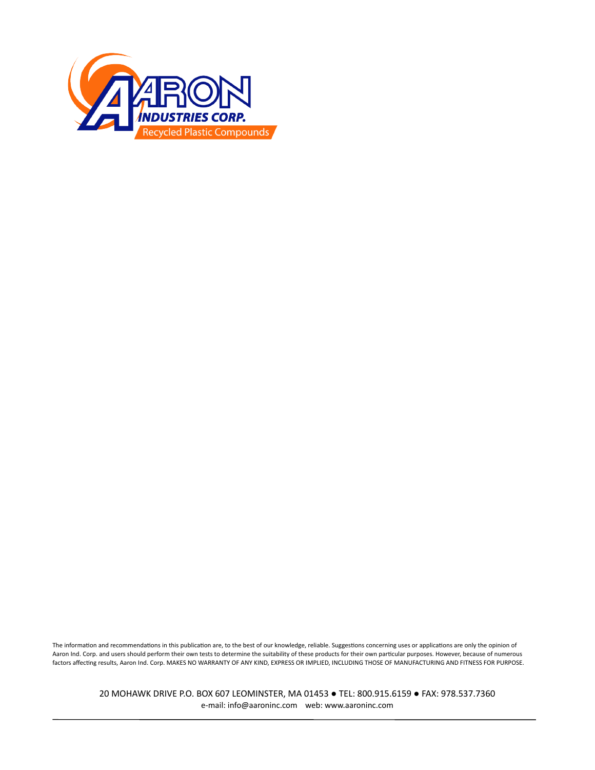AARON INDUSTRIES CORP.

Recycled Plastic Compounds

The information and recommendations in this publication are, to the best of our knowledge, reliable. Suggestions concerning uses or applications are only the opinion of Aaron Ind. Corp. and users should perform their own tests to determine the suitability of these products for their own particular purposes. However, because of numerous factors affecting results, Aaron Ind. Corp. MAKES NO WARRANTY OF ANY KIND, EXPRESS OR IMPLIED, INCLUDING THOSE OF MANUFACTURING AND FITNESS FOR PURPOSE.

20 MOHAWK DRIVE P.O. BOX 607 LEOMINSTER, MA 01453 ● TEL: 800.915.6159 ● FAX: 978.537.7360
e-mail: info@aaroninc.com web: www.aaroninc.com